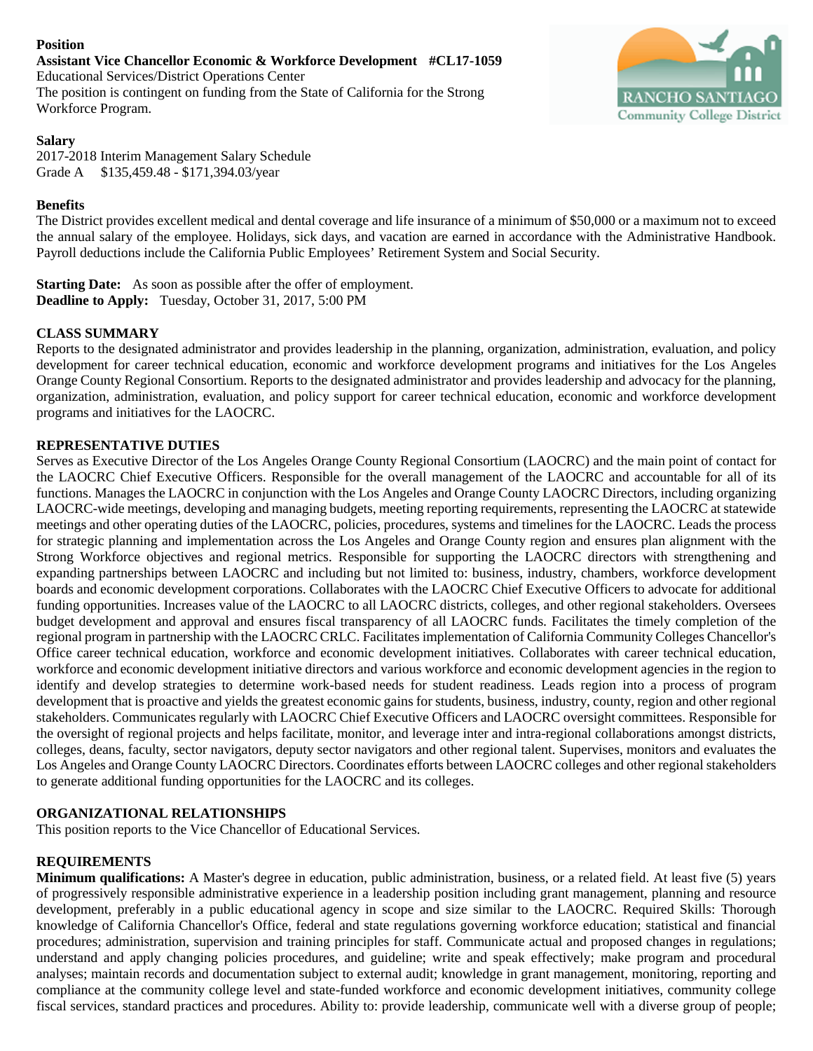**Position**

**Assistant Vice Chancellor Economic & Workforce Development #CL17-1059**
Educational Services/District Operations Center
The position is contingent on funding from the State of California for the Strong Workforce Program.

**Salary**
2017-2018 Interim Management Salary Schedule
Grade A $135,459.48 - $171,394.03/year

**Benefits**
The District provides excellent medical and dental coverage and life insurance of a minimum of $50,000 or a maximum not to exceed the annual salary of the employee. Holidays, sick days, and vacation are earned in accordance with the Administrative Handbook. Payroll deductions include the California Public Employees' Retirement System and Social Security.

**Starting Date:** As soon as possible after the offer of employment.
**Deadline to Apply:** Tuesday, October 31, 2017, 5:00 PM

**CLASS SUMMARY**
Reports to the designated administrator and provides leadership in the planning, organization, administration, evaluation, and policy development for career technical education, economic and workforce development programs and initiatives for the Los Angeles Orange County Regional Consortium. Reports to the designated administrator and provides leadership and advocacy for the planning, organization, administration, evaluation, and policy support for career technical education, economic and workforce development programs and initiatives for the LAOCRC.

**REPRESENTATIVE DUTIES**
Serves as Executive Director of the Los Angeles Orange County Regional Consortium (LAOCRC) and the main point of contact for the LAOCRC Chief Executive Officers. Responsible for the overall management of the LAOCRC and accountable for all of its functions. Manages the LAOCRC in conjunction with the Los Angeles and Orange County LAOCRC Directors, including organizing LAOCRC-wide meetings, developing and managing budgets, meeting reporting requirements, representing the LAOCRC at statewide meetings and other operating duties of the LAOCRC, policies, procedures, systems and timelines for the LAOCRC. Leads the process for strategic planning and implementation across the Los Angeles and Orange County region and ensures plan alignment with the Strong Workforce objectives and regional metrics. Responsible for supporting the LAOCRC directors with strengthening and expanding partnerships between LAOCRC and including but not limited to: business, industry, chambers, workforce development boards and economic development corporations. Collaborates with the LAOCRC Chief Executive Officers to advocate for additional funding opportunities. Increases value of the LAOCRC to all LAOCRC districts, colleges, and other regional stakeholders. Oversees budget development and approval and ensures fiscal transparency of all LAOCRC funds. Facilitates the timely completion of the regional program in partnership with the LAOCRC CRLC. Facilitates implementation of California Community Colleges Chancellor's Office career technical education, workforce and economic development initiatives. Collaborates with career technical education, workforce and economic development initiative directors and various workforce and economic development agencies in the region to identify and develop strategies to determine work-based needs for student readiness. Leads region into a process of program development that is proactive and yields the greatest economic gains for students, business, industry, county, region and other regional stakeholders. Communicates regularly with LAOCRC Chief Executive Officers and LAOCRC oversight committees. Responsible for the oversight of regional projects and helps facilitate, monitor, and leverage inter and intra-regional collaborations amongst districts, colleges, deans, faculty, sector navigators, deputy sector navigators and other regional talent. Supervises, monitors and evaluates the Los Angeles and Orange County LAOCRC Directors. Coordinates efforts between LAOCRC colleges and other regional stakeholders to generate additional funding opportunities for the LAOCRC and its colleges.

**ORGANIZATIONAL RELATIONSHIPS**
This position reports to the Vice Chancellor of Educational Services.

**REQUIREMENTS**
**Minimum qualifications:** A Master's degree in education, public administration, business, or a related field. At least five (5) years of progressively responsible administrative experience in a leadership position including grant management, planning and resource development, preferably in a public educational agency in scope and size similar to the LAOCRC. Required Skills: Thorough knowledge of California Chancellor's Office, federal and state regulations governing workforce education; statistical and financial procedures; administration, supervision and training principles for staff. Communicate actual and proposed changes in regulations; understand and apply changing policies procedures, and guideline; write and speak effectively; make program and procedural analyses; maintain records and documentation subject to external audit; knowledge in grant management, monitoring, reporting and compliance at the community college level and state-funded workforce and economic development initiatives, community college fiscal services, standard practices and procedures. Ability to: provide leadership, communicate well with a diverse group of people;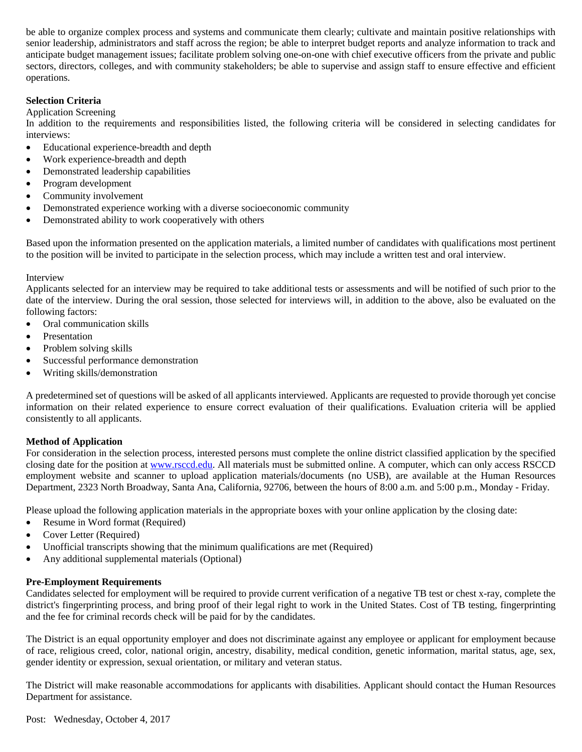be able to organize complex process and systems and communicate them clearly; cultivate and maintain positive relationships with senior leadership, administrators and staff across the region; be able to interpret budget reports and analyze information to track and anticipate budget management issues; facilitate problem solving one-on-one with chief executive officers from the private and public sectors, directors, colleges, and with community stakeholders; be able to supervise and assign staff to ensure effective and efficient operations.

**Selection Criteria**

Application Screening

In addition to the requirements and responsibilities listed, the following criteria will be considered in selecting candidates for interviews:

- Educational experience-breadth and depth
- Work experience-breadth and depth
- Demonstrated leadership capabilities
- Program development
- Community involvement
- Demonstrated experience working with a diverse socioeconomic community
- Demonstrated ability to work cooperatively with others

Based upon the information presented on the application materials, a limited number of candidates with qualifications most pertinent to the position will be invited to participate in the selection process, which may include a written test and oral interview.

Interview

Applicants selected for an interview may be required to take additional tests or assessments and will be notified of such prior to the date of the interview. During the oral session, those selected for interviews will, in addition to the above, also be evaluated on the following factors:

- Oral communication skills
- Presentation
- Problem solving skills
- Successful performance demonstration
- Writing skills/demonstration

A predetermined set of questions will be asked of all applicants interviewed. Applicants are requested to provide thorough yet concise information on their related experience to ensure correct evaluation of their qualifications. Evaluation criteria will be applied consistently to all applicants.

**Method of Application**

For consideration in the selection process, interested persons must complete the online district classified application by the specified closing date for the position at www.rsccd.edu. All materials must be submitted online. A computer, which can only access RSCCD employment website and scanner to upload application materials/documents (no USB), are available at the Human Resources Department, 2323 North Broadway, Santa Ana, California, 92706, between the hours of 8:00 a.m. and 5:00 p.m., Monday - Friday.

Please upload the following application materials in the appropriate boxes with your online application by the closing date:

- Resume in Word format (Required)
- Cover Letter (Required)
- Unofficial transcripts showing that the minimum qualifications are met (Required)
- Any additional supplemental materials (Optional)

**Pre-Employment Requirements**

Candidates selected for employment will be required to provide current verification of a negative TB test or chest x-ray, complete the district's fingerprinting process, and bring proof of their legal right to work in the United States. Cost of TB testing, fingerprinting and the fee for criminal records check will be paid for by the candidates.

The District is an equal opportunity employer and does not discriminate against any employee or applicant for employment because of race, religious creed, color, national origin, ancestry, disability, medical condition, genetic information, marital status, age, sex, gender identity or expression, sexual orientation, or military and veteran status.

The District will make reasonable accommodations for applicants with disabilities. Applicant should contact the Human Resources Department for assistance.

Post: Wednesday, October 4, 2017